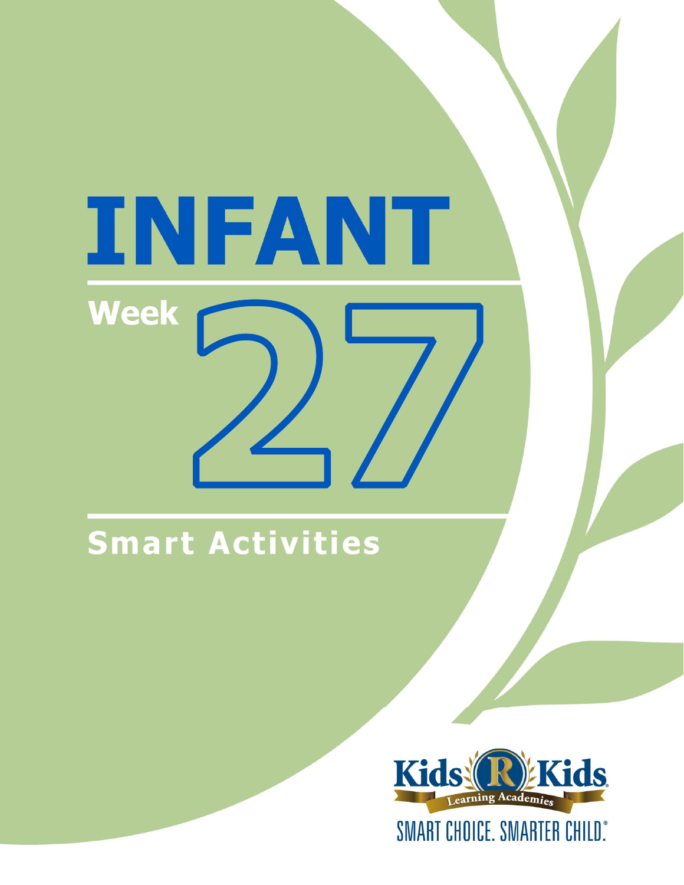# INFANT

## Week 27

## Smart Activities

Kids 'R' Kids Learning Academies

SMART CHOICE. SMARTER CHILD.®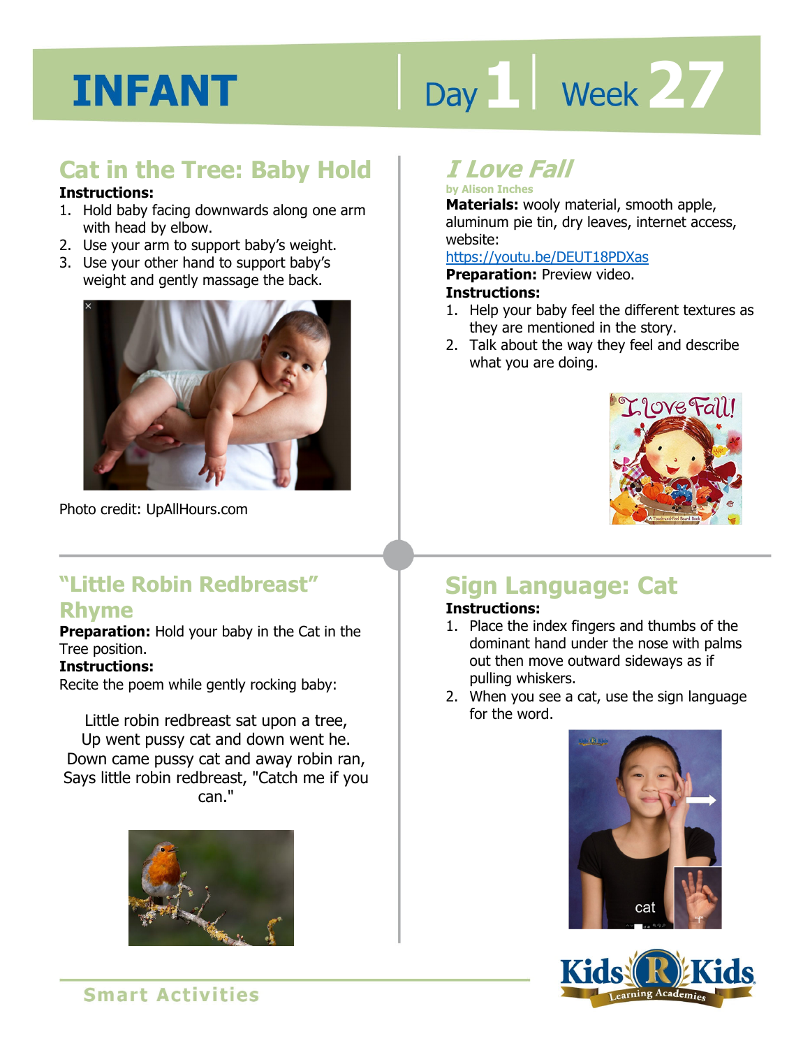# INFANT

Day 1 | Week 27

## Cat in the Tree: Baby Hold

**Instructions:**

1. Hold baby facing downwards along one arm with head by elbow.
2. Use your arm to support baby's weight.
3. Use your other hand to support baby's weight and gently massage the back.

Photo credit: UpAllHours.com

## *I Love Fall*

by Alison Inches

**Materials:** wooly material, smooth apple, aluminum pie tin, dry leaves, internet access, website: https://youtu.be/DEUT18PDXas

**Preparation:** Preview video.

**Instructions:**

1. Help your baby feel the different textures as they are mentioned in the story.
2. Talk about the way they feel and describe what you are doing.

## "Little Robin Redbreast" Rhyme

**Preparation:** Hold your baby in the Cat in the Tree position.

**Instructions:**

Recite the poem while gently rocking baby:

Little robin redbreast sat upon a tree,
Up went pussy cat and down went he.
Down came pussy cat and away robin ran,
Says little robin redbreast, "Catch me if you can."

## Sign Language: Cat

**Instructions:**

1. Place the index fingers and thumbs of the dominant hand under the nose with palms out then move outward sideways as if pulling whiskers.
2. When you see a cat, use the sign language for the word.

Smart Activities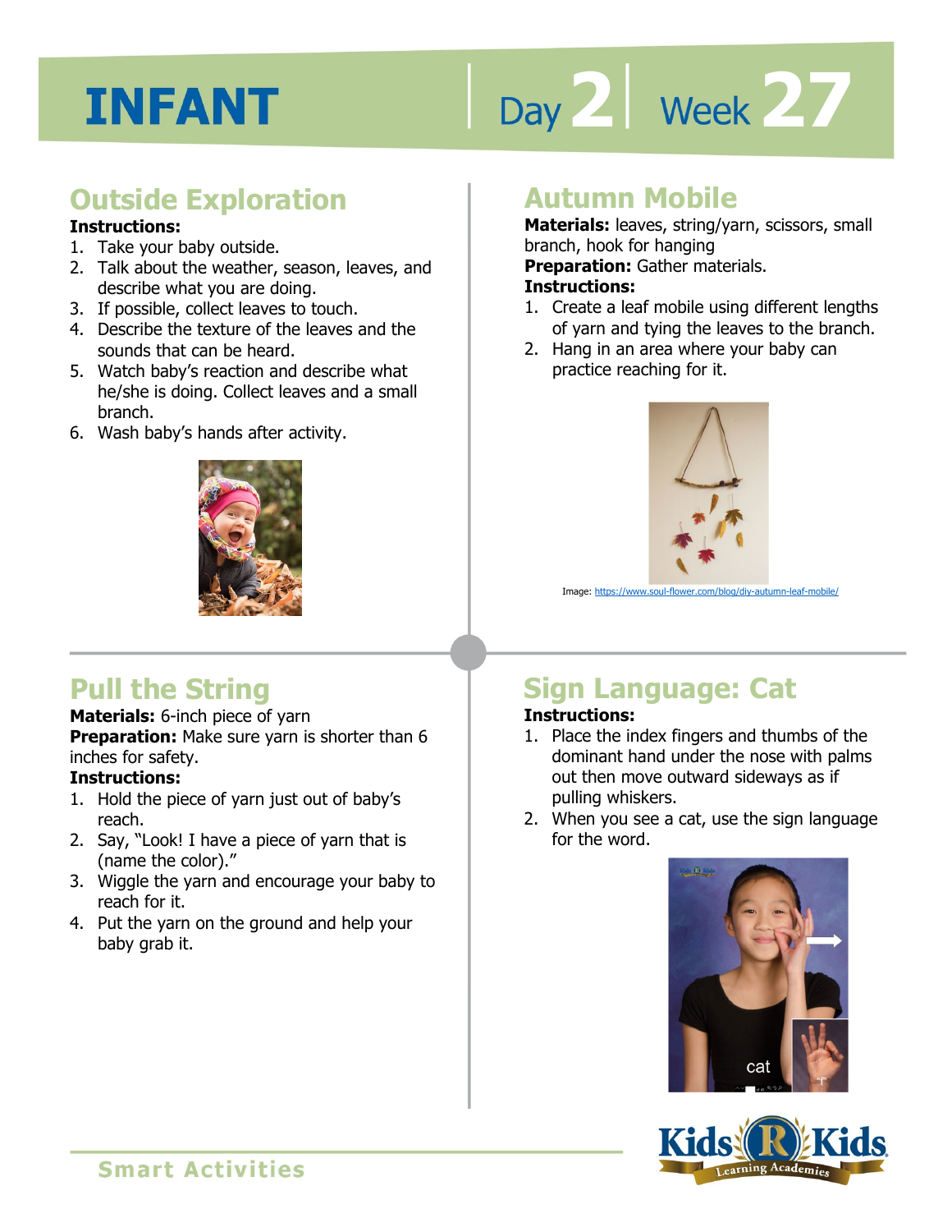# INFANT

Day 2 | Week 27

## Outside Exploration

**Instructions:**

1. Take your baby outside.
2. Talk about the weather, season, leaves, and describe what you are doing.
3. If possible, collect leaves to touch.
4. Describe the texture of the leaves and the sounds that can be heard.
5. Watch baby's reaction and describe what he/she is doing. Collect leaves and a small branch.
6. Wash baby's hands after activity.

## Autumn Mobile

**Materials:** leaves, string/yarn, scissors, small branch, hook for hanging

**Preparation:** Gather materials.

**Instructions:**

1. Create a leaf mobile using different lengths of yarn and tying the leaves to the branch.
2. Hang in an area where your baby can practice reaching for it.

Image: https://www.soul-flower.com/blog/diy-autumn-leaf-mobile/

## Pull the String

**Materials:** 6-inch piece of yarn

**Preparation:** Make sure yarn is shorter than 6 inches for safety.

**Instructions:**

1. Hold the piece of yarn just out of baby's reach.
2. Say, "Look! I have a piece of yarn that is (name the color)."
3. Wiggle the yarn and encourage your baby to reach for it.
4. Put the yarn on the ground and help your baby grab it.

## Sign Language: Cat

**Instructions:**

1. Place the index fingers and thumbs of the dominant hand under the nose with palms out then move outward sideways as if pulling whiskers.
2. When you see a cat, use the sign language for the word.

Smart Activities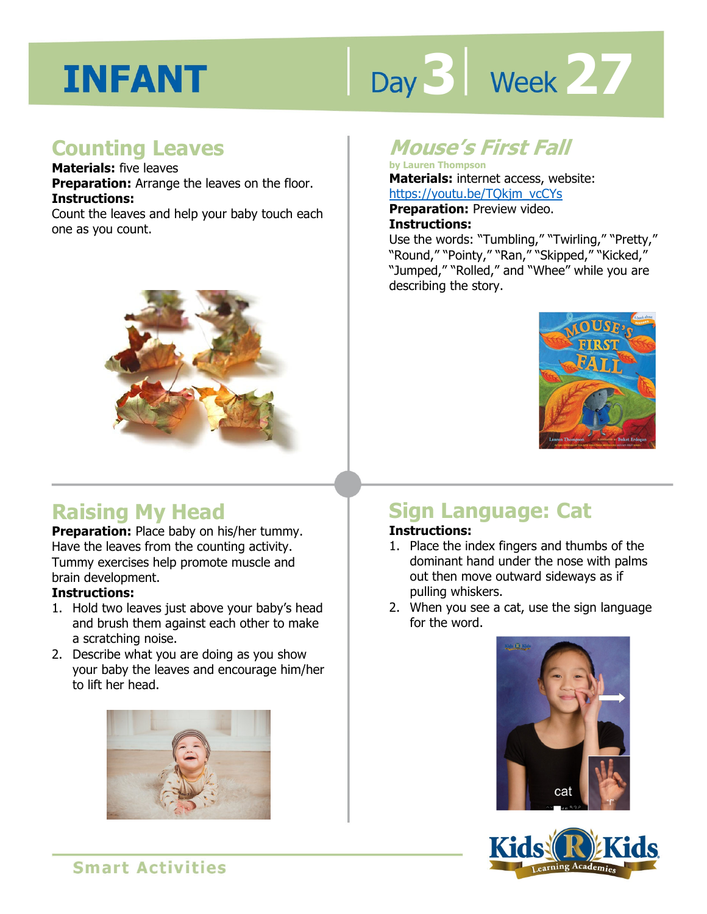# INFANT

Day 3 | Week 27

## Counting Leaves

**Materials:** five leaves
**Preparation:** Arrange the leaves on the floor.
**Instructions:**
Count the leaves and help your baby touch each one as you count.

## *Mouse's First Fall*

by Lauren Thompson

**Materials:** internet access, website: https://youtu.be/TQkjm_vcCYs
**Preparation:** Preview video.
**Instructions:**
Use the words: "Tumbling," "Twirling," "Pretty," "Round," "Pointy," "Ran," "Skipped," "Kicked," "Jumped," "Rolled," and "Whee" while you are describing the story.

## Raising My Head

**Preparation:** Place baby on his/her tummy. Have the leaves from the counting activity. Tummy exercises help promote muscle and brain development.
**Instructions:**

1. Hold two leaves just above your baby's head and brush them against each other to make a scratching noise.
2. Describe what you are doing as you show your baby the leaves and encourage him/her to lift her head.

## Sign Language: Cat

**Instructions:**

1. Place the index fingers and thumbs of the dominant hand under the nose with palms out then move outward sideways as if pulling whiskers.
2. When you see a cat, use the sign language for the word.

Smart Activities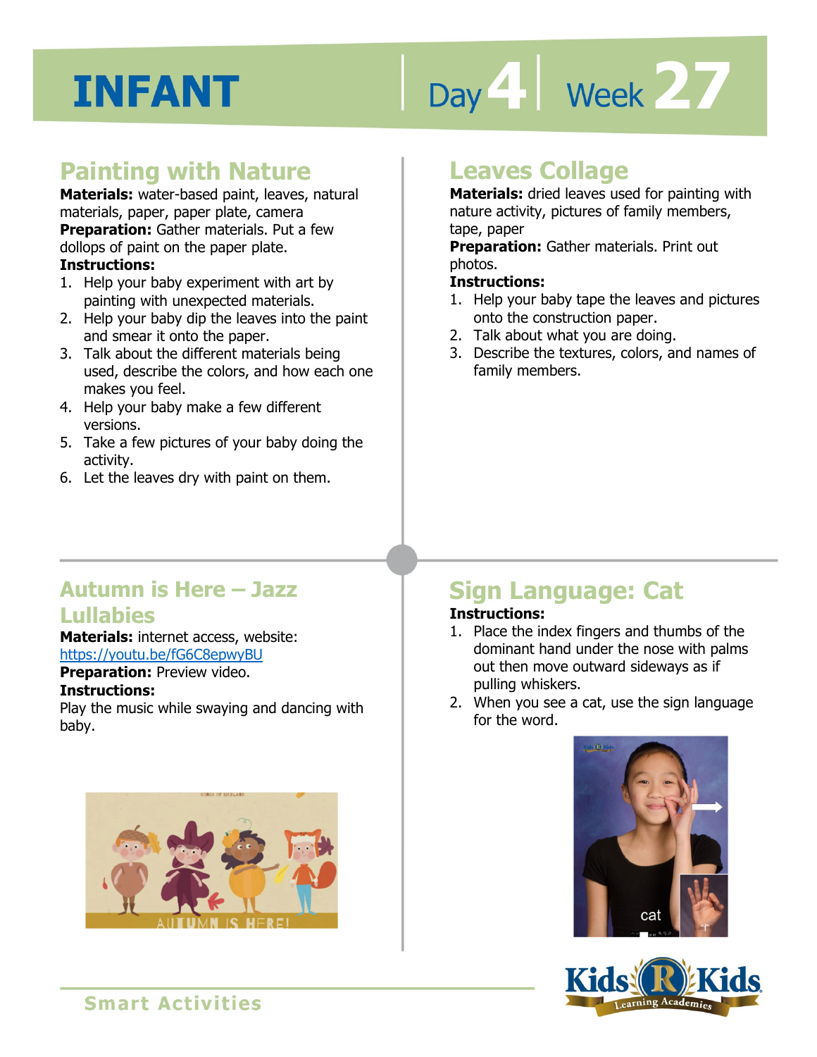# INFANT

Day 4 | Week 27

## Painting with Nature

**Materials:** water-based paint, leaves, natural materials, paper, paper plate, camera

**Preparation:** Gather materials. Put a few dollops of paint on the paper plate.

**Instructions:**

1. Help your baby experiment with art by painting with unexpected materials.
2. Help your baby dip the leaves into the paint and smear it onto the paper.
3. Talk about the different materials being used, describe the colors, and how each one makes you feel.
4. Help your baby make a few different versions.
5. Take a few pictures of your baby doing the activity.
6. Let the leaves dry with paint on them.

## Leaves Collage

**Materials:** dried leaves used for painting with nature activity, pictures of family members, tape, paper

**Preparation:** Gather materials. Print out photos.

**Instructions:**

1. Help your baby tape the leaves and pictures onto the construction paper.
2. Talk about what you are doing.
3. Describe the textures, colors, and names of family members.

## Autumn is Here – Jazz Lullabies

**Materials:** internet access, website: https://youtu.be/fG6C8epwyBU

**Preparation:** Preview video.

**Instructions:**

Play the music while swaying and dancing with baby.

## Sign Language: Cat

**Instructions:**

1. Place the index fingers and thumbs of the dominant hand under the nose with palms out then move outward sideways as if pulling whiskers.
2. When you see a cat, use the sign language for the word.

Smart Activities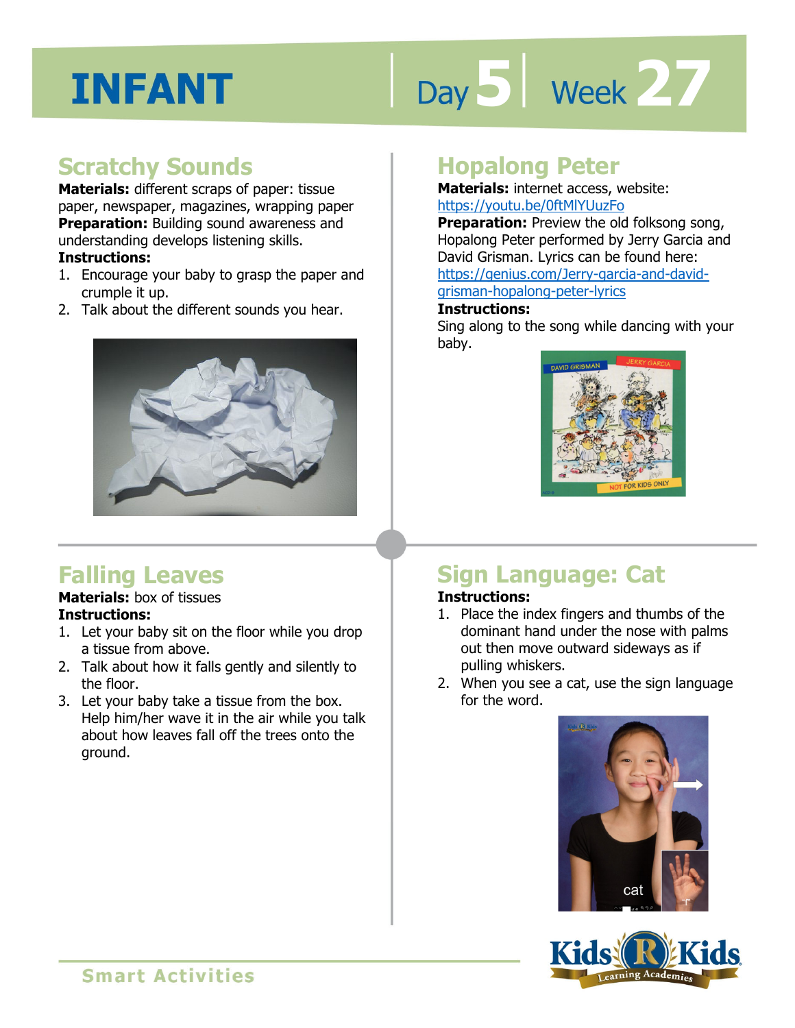# INFANT

Day 5 | Week 27

## Scratchy Sounds

**Materials:** different scraps of paper: tissue paper, newspaper, magazines, wrapping paper

**Preparation:** Building sound awareness and understanding develops listening skills.

**Instructions:**

1. Encourage your baby to grasp the paper and crumple it up.
2. Talk about the different sounds you hear.

## Hopalong Peter

**Materials:** internet access, website: https://youtu.be/0ftMlYUuzFo

**Preparation:** Preview the old folksong song, Hopalong Peter performed by Jerry Garcia and David Grisman. Lyrics can be found here: https://genius.com/Jerry-garcia-and-david-grisman-hopalong-peter-lyrics

**Instructions:**

Sing along to the song while dancing with your baby.

## Falling Leaves

**Materials:** box of tissues

**Instructions:**

1. Let your baby sit on the floor while you drop a tissue from above.
2. Talk about how it falls gently and silently to the floor.
3. Let your baby take a tissue from the box. Help him/her wave it in the air while you talk about how leaves fall off the trees onto the ground.

## Sign Language: Cat

**Instructions:**

1. Place the index fingers and thumbs of the dominant hand under the nose with palms out then move outward sideways as if pulling whiskers.
2. When you see a cat, use the sign language for the word.

Smart Activities